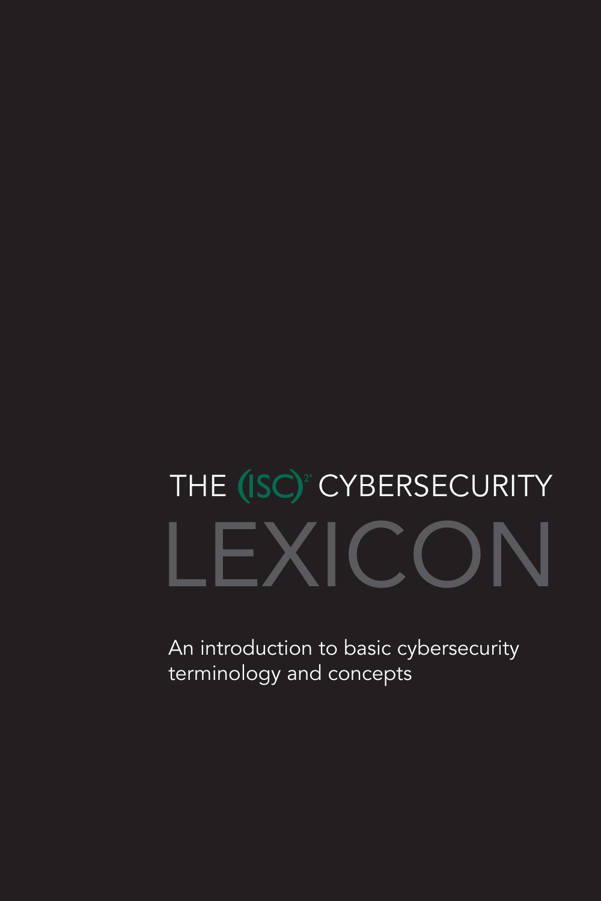# THE (ISC)² CYBERSECURITY LEXICON

An introduction to basic cybersecurity terminology and concepts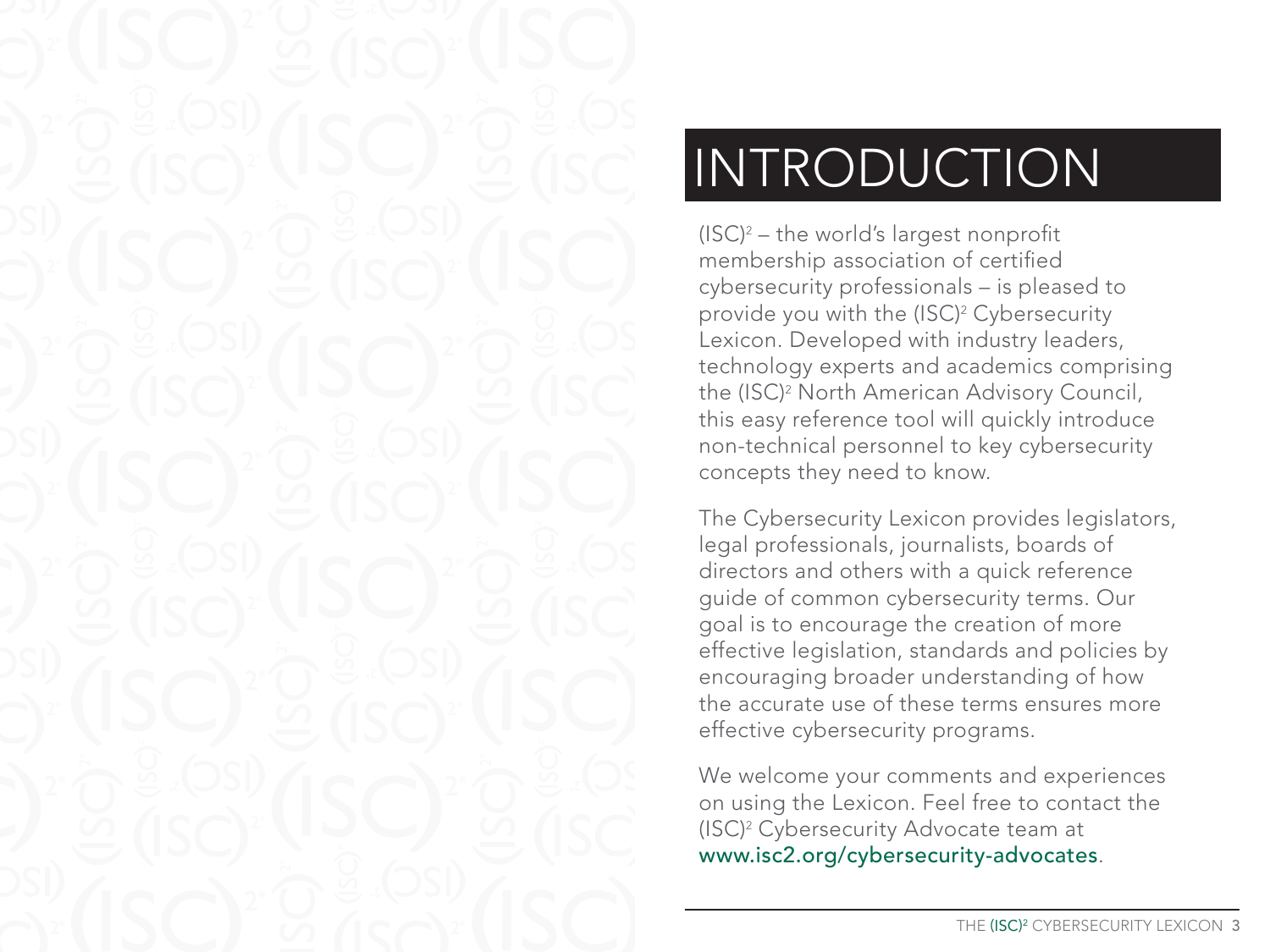# INTRODUCTION

(ISC)² – the world's largest nonprofit membership association of certified cybersecurity professionals – is pleased to provide you with the (ISC)² Cybersecurity Lexicon. Developed with industry leaders, technology experts and academics comprising the (ISC)² North American Advisory Council, this easy reference tool will quickly introduce non-technical personnel to key cybersecurity concepts they need to know.

The Cybersecurity Lexicon provides legislators, legal professionals, journalists, boards of directors and others with a quick reference guide of common cybersecurity terms. Our goal is to encourage the creation of more effective legislation, standards and policies by encouraging broader understanding of how the accurate use of these terms ensures more effective cybersecurity programs.

We welcome your comments and experiences on using the Lexicon. Feel free to contact the (ISC)² Cybersecurity Advocate team at www.isc2.org/cybersecurity-advocates.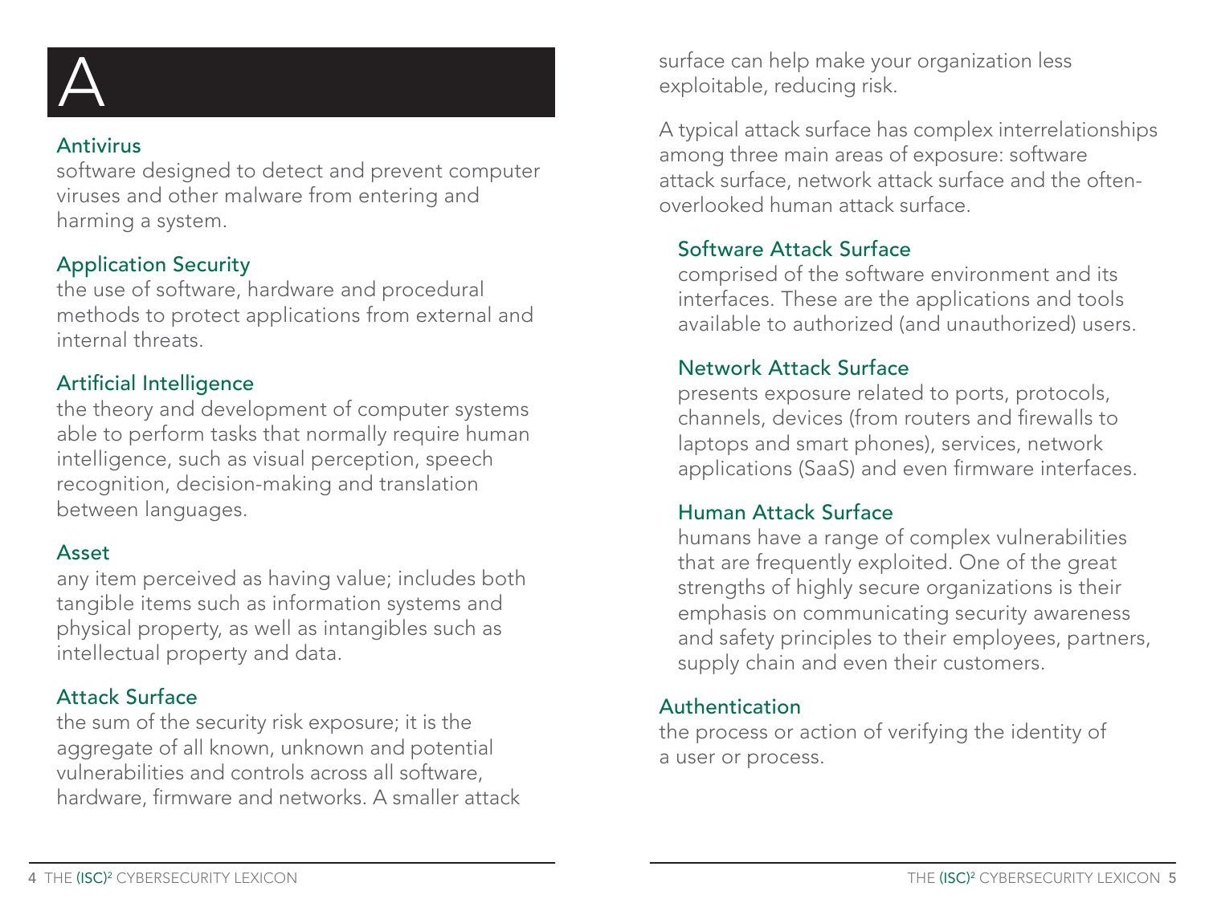# A

## Antivirus

software designed to detect and prevent computer viruses and other malware from entering and harming a system.

## Application Security

the use of software, hardware and procedural methods to protect applications from external and internal threats.

## Artificial Intelligence

the theory and development of computer systems able to perform tasks that normally require human intelligence, such as visual perception, speech recognition, decision-making and translation between languages.

## Asset

any item perceived as having value; includes both tangible items such as information systems and physical property, as well as intangibles such as intellectual property and data.

## Attack Surface

the sum of the security risk exposure; it is the aggregate of all known, unknown and potential vulnerabilities and controls across all software, hardware, firmware and networks. A smaller attack surface can help make your organization less exploitable, reducing risk.

A typical attack surface has complex interrelationships among three main areas of exposure: software attack surface, network attack surface and the often-overlooked human attack surface.

### Software Attack Surface

comprised of the software environment and its interfaces. These are the applications and tools available to authorized (and unauthorized) users.

### Network Attack Surface

presents exposure related to ports, protocols, channels, devices (from routers and firewalls to laptops and smart phones), services, network applications (SaaS) and even firmware interfaces.

### Human Attack Surface

humans have a range of complex vulnerabilities that are frequently exploited. One of the great strengths of highly secure organizations is their emphasis on communicating security awareness and safety principles to their employees, partners, supply chain and even their customers.

## Authentication

the process or action of verifying the identity of a user or process.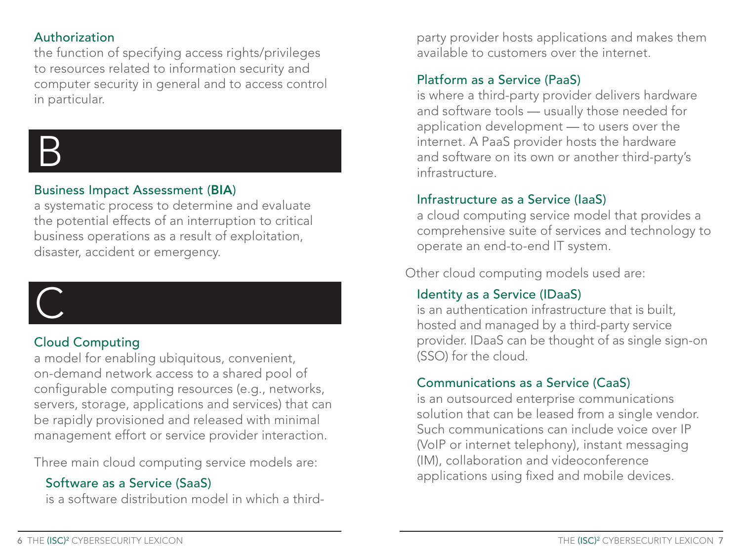### Authorization

the function of specifying access rights/privileges to resources related to information security and computer security in general and to access control in particular.

# B

### Business Impact Assessment (BIA)

a systematic process to determine and evaluate the potential effects of an interruption to critical business operations as a result of exploitation, disaster, accident or emergency.

# C

### Cloud Computing

a model for enabling ubiquitous, convenient, on-demand network access to a shared pool of configurable computing resources (e.g., networks, servers, storage, applications and services) that can be rapidly provisioned and released with minimal management effort or service provider interaction.

Three main cloud computing service models are:

#### Software as a Service (SaaS)

is a software distribution model in which a third-party provider hosts applications and makes them available to customers over the internet.

#### Platform as a Service (PaaS)

is where a third-party provider delivers hardware and software tools — usually those needed for application development — to users over the internet. A PaaS provider hosts the hardware and software on its own or another third-party's infrastructure.

#### Infrastructure as a Service (IaaS)

a cloud computing service model that provides a comprehensive suite of services and technology to operate an end-to-end IT system.

Other cloud computing models used are:

#### Identity as a Service (IDaaS)

is an authentication infrastructure that is built, hosted and managed by a third-party service provider. IDaaS can be thought of as single sign-on (SSO) for the cloud.

#### Communications as a Service (CaaS)

is an outsourced enterprise communications solution that can be leased from a single vendor. Such communications can include voice over IP (VoIP or internet telephony), instant messaging (IM), collaboration and videoconference applications using fixed and mobile devices.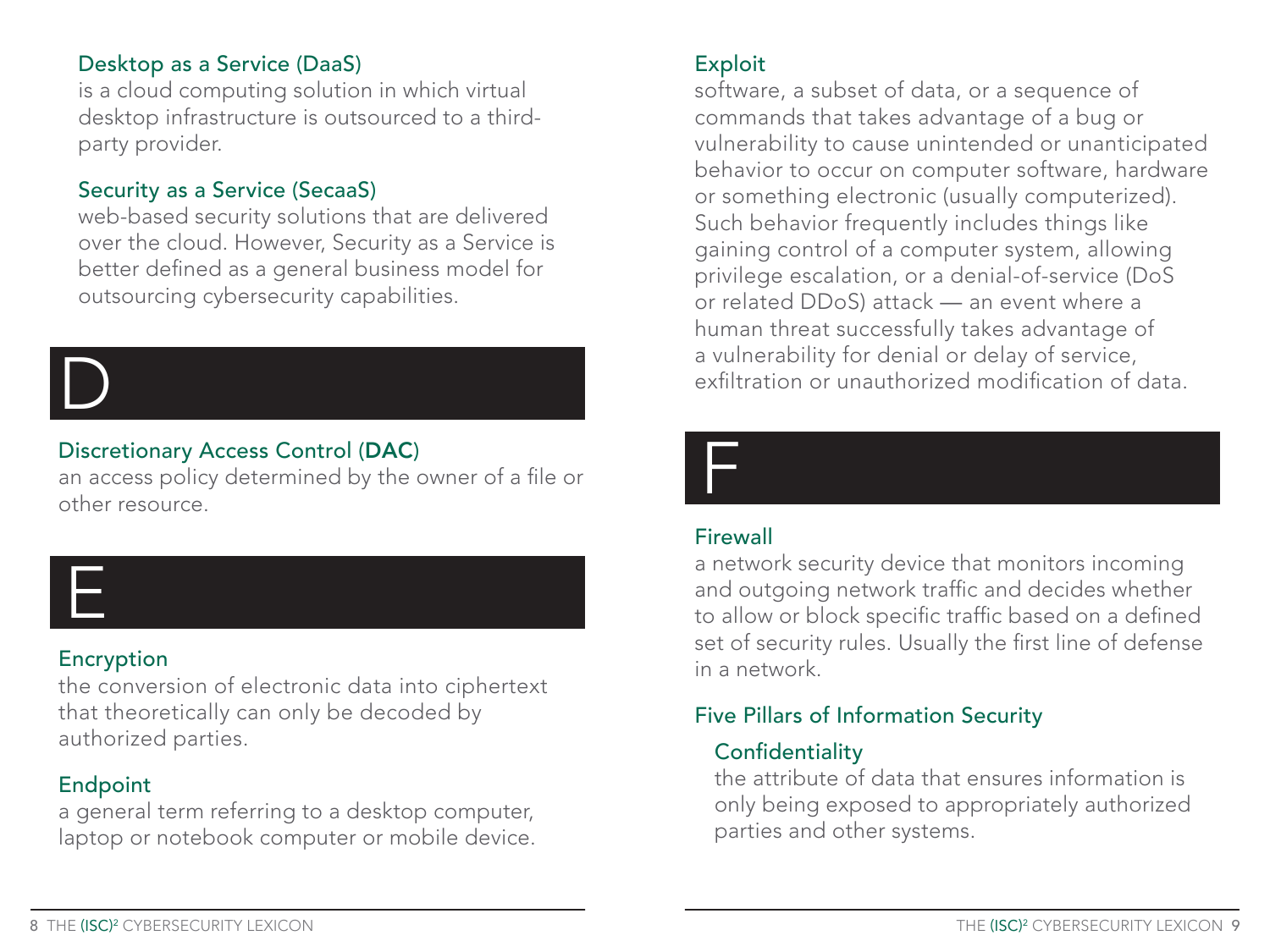### Desktop as a Service (DaaS)

is a cloud computing solution in which virtual desktop infrastructure is outsourced to a third-party provider.

### Security as a Service (SecaaS)

web-based security solutions that are delivered over the cloud. However, Security as a Service is better defined as a general business model for outsourcing cybersecurity capabilities.

# D

### Discretionary Access Control (**DAC**)

an access policy determined by the owner of a file or other resource.

# E

### Encryption

the conversion of electronic data into ciphertext that theoretically can only be decoded by authorized parties.

### Endpoint

a general term referring to a desktop computer, laptop or notebook computer or mobile device.

### Exploit

software, a subset of data, or a sequence of commands that takes advantage of a bug or vulnerability to cause unintended or unanticipated behavior to occur on computer software, hardware or something electronic (usually computerized). Such behavior frequently includes things like gaining control of a computer system, allowing privilege escalation, or a denial-of-service (DoS or related DDoS) attack — an event where a human threat successfully takes advantage of a vulnerability for denial or delay of service, exfiltration or unauthorized modification of data.

# F

### Firewall

a network security device that monitors incoming and outgoing network traffic and decides whether to allow or block specific traffic based on a defined set of security rules. Usually the first line of defense in a network.

### Five Pillars of Information Security

#### Confidentiality

the attribute of data that ensures information is only being exposed to appropriately authorized parties and other systems.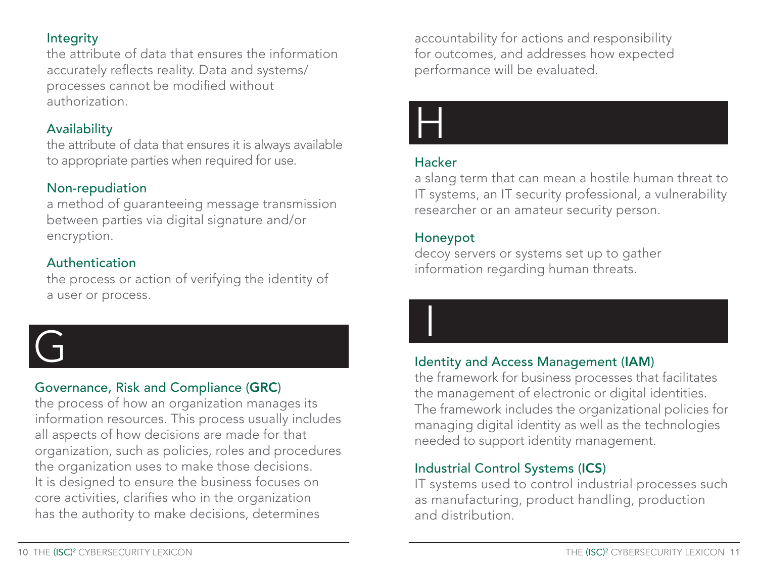### Integrity

the attribute of data that ensures the information accurately reflects reality. Data and systems/processes cannot be modified without authorization.

### Availability

the attribute of data that ensures it is always available to appropriate parties when required for use.

### Non-repudiation

a method of guaranteeing message transmission between parties via digital signature and/or encryption.

### Authentication

the process or action of verifying the identity of a user or process.

# G

### Governance, Risk and Compliance (**GRC**)

the process of how an organization manages its information resources. This process usually includes all aspects of how decisions are made for that organization, such as policies, roles and procedures the organization uses to make those decisions. It is designed to ensure the business focuses on core activities, clarifies who in the organization has the authority to make decisions, determines accountability for actions and responsibility for outcomes, and addresses how expected performance will be evaluated.

# H

### Hacker

a slang term that can mean a hostile human threat to IT systems, an IT security professional, a vulnerability researcher or an amateur security person.

### Honeypot

decoy servers or systems set up to gather information regarding human threats.

# I

### Identity and Access Management (**IAM**)

the framework for business processes that facilitates the management of electronic or digital identities. The framework includes the organizational policies for managing digital identity as well as the technologies needed to support identity management.

### Industrial Control Systems (**ICS**)

IT systems used to control industrial processes such as manufacturing, product handling, production and distribution.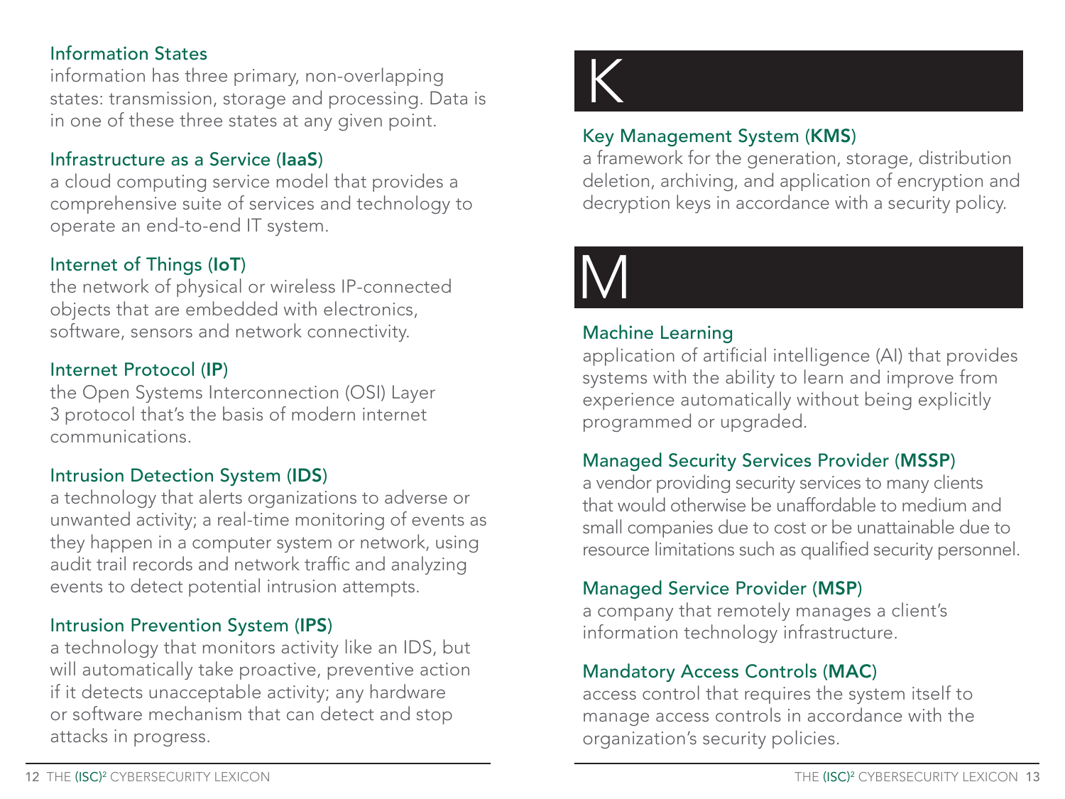### Information States

information has three primary, non-overlapping states: transmission, storage and processing. Data is in one of these three states at any given point.

### Infrastructure as a Service (IaaS)

a cloud computing service model that provides a comprehensive suite of services and technology to operate an end-to-end IT system.

### Internet of Things (IoT)

the network of physical or wireless IP-connected objects that are embedded with electronics, software, sensors and network connectivity.

### Internet Protocol (IP)

the Open Systems Interconnection (OSI) Layer 3 protocol that's the basis of modern internet communications.

### Intrusion Detection System (IDS)

a technology that alerts organizations to adverse or unwanted activity; a real-time monitoring of events as they happen in a computer system or network, using audit trail records and network traffic and analyzing events to detect potential intrusion attempts.

### Intrusion Prevention System (IPS)

a technology that monitors activity like an IDS, but will automatically take proactive, preventive action if it detects unacceptable activity; any hardware or software mechanism that can detect and stop attacks in progress.

# K

### Key Management System (KMS)

a framework for the generation, storage, distribution deletion, archiving, and application of encryption and decryption keys in accordance with a security policy.

# M

### Machine Learning

application of artificial intelligence (AI) that provides systems with the ability to learn and improve from experience automatically without being explicitly programmed or upgraded.

### Managed Security Services Provider (MSSP)

a vendor providing security services to many clients that would otherwise be unaffordable to medium and small companies due to cost or be unattainable due to resource limitations such as qualified security personnel.

### Managed Service Provider (MSP)

a company that remotely manages a client's information technology infrastructure.

### Mandatory Access Controls (MAC)

access control that requires the system itself to manage access controls in accordance with the organization's security policies.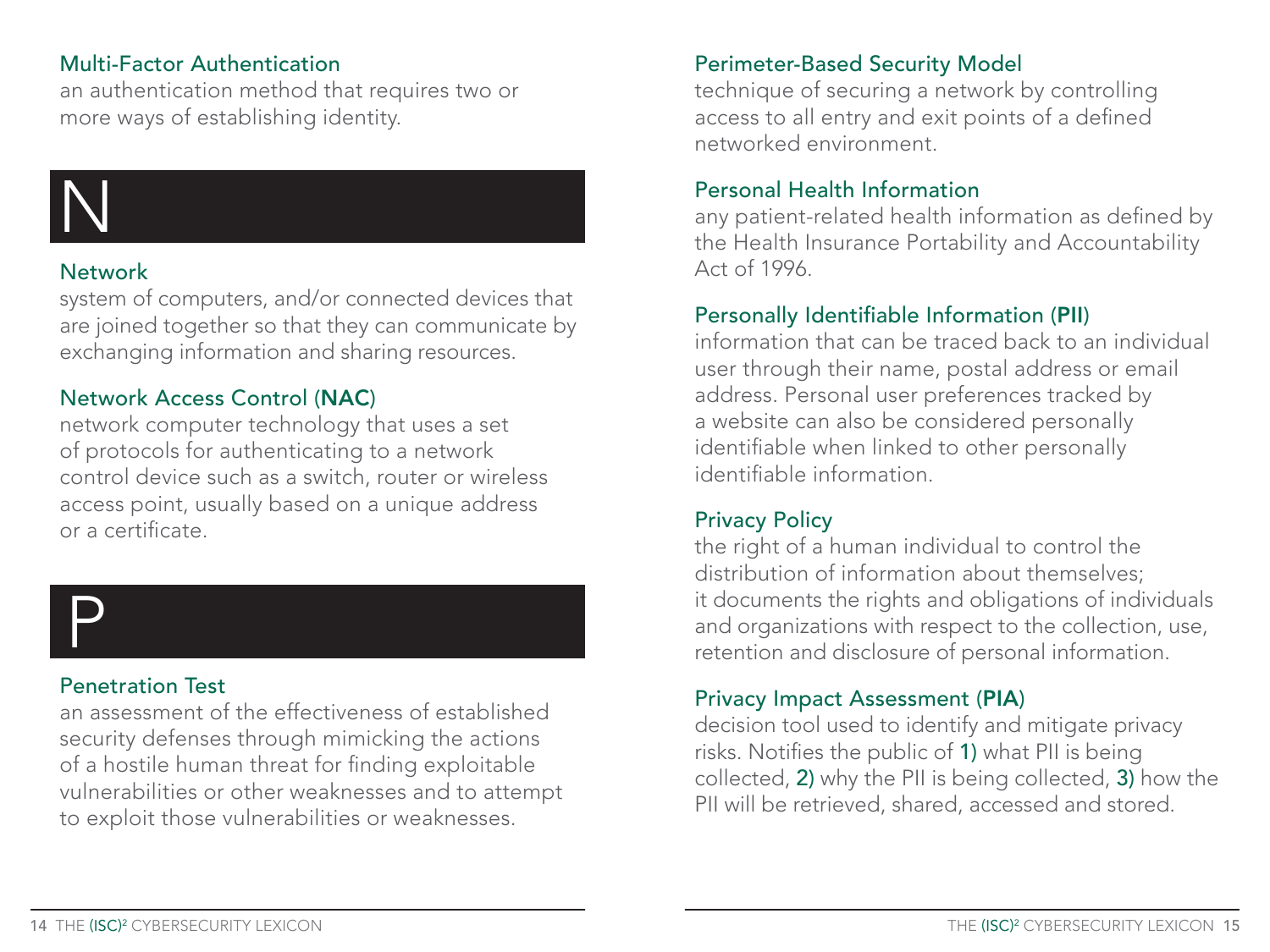### Multi-Factor Authentication

an authentication method that requires two or more ways of establishing identity.

# N

### Network

system of computers, and/or connected devices that are joined together so that they can communicate by exchanging information and sharing resources.

### Network Access Control (**NAC**)

network computer technology that uses a set of protocols for authenticating to a network control device such as a switch, router or wireless access point, usually based on a unique address or a certificate.

# P

### Penetration Test

an assessment of the effectiveness of established security defenses through mimicking the actions of a hostile human threat for finding exploitable vulnerabilities or other weaknesses and to attempt to exploit those vulnerabilities or weaknesses.

### Perimeter-Based Security Model

technique of securing a network by controlling access to all entry and exit points of a defined networked environment.

### Personal Health Information

any patient-related health information as defined by the Health Insurance Portability and Accountability Act of 1996.

### Personally Identifiable Information (**PII**)

information that can be traced back to an individual user through their name, postal address or email address. Personal user preferences tracked by a website can also be considered personally identifiable when linked to other personally identifiable information.

### Privacy Policy

the right of a human individual to control the distribution of information about themselves; it documents the rights and obligations of individuals and organizations with respect to the collection, use, retention and disclosure of personal information.

### Privacy Impact Assessment (**PIA**)

decision tool used to identify and mitigate privacy risks. Notifies the public of 1) what PII is being collected, 2) why the PII is being collected, 3) how the PII will be retrieved, shared, accessed and stored.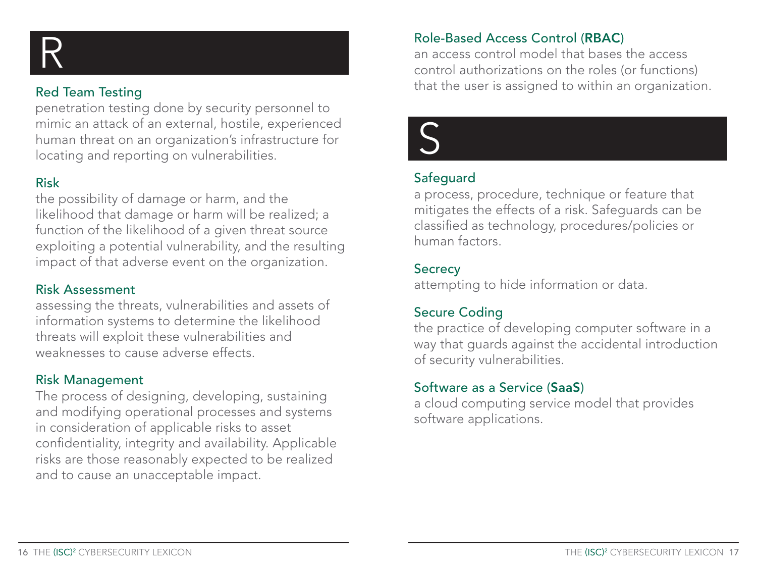# R

### Red Team Testing

penetration testing done by security personnel to mimic an attack of an external, hostile, experienced human threat on an organization's infrastructure for locating and reporting on vulnerabilities.

### Risk

the possibility of damage or harm, and the likelihood that damage or harm will be realized; a function of the likelihood of a given threat source exploiting a potential vulnerability, and the resulting impact of that adverse event on the organization.

### Risk Assessment

assessing the threats, vulnerabilities and assets of information systems to determine the likelihood threats will exploit these vulnerabilities and weaknesses to cause adverse effects.

### Risk Management

The process of designing, developing, sustaining and modifying operational processes and systems in consideration of applicable risks to asset confidentiality, integrity and availability. Applicable risks are those reasonably expected to be realized and to cause an unacceptable impact.

### Role-Based Access Control (**RBAC**)

an access control model that bases the access control authorizations on the roles (or functions) that the user is assigned to within an organization.

# S

### Safeguard

a process, procedure, technique or feature that mitigates the effects of a risk. Safeguards can be classified as technology, procedures/policies or human factors.

### Secrecy

attempting to hide information or data.

### Secure Coding

the practice of developing computer software in a way that guards against the accidental introduction of security vulnerabilities.

### Software as a Service (**SaaS**)

a cloud computing service model that provides software applications.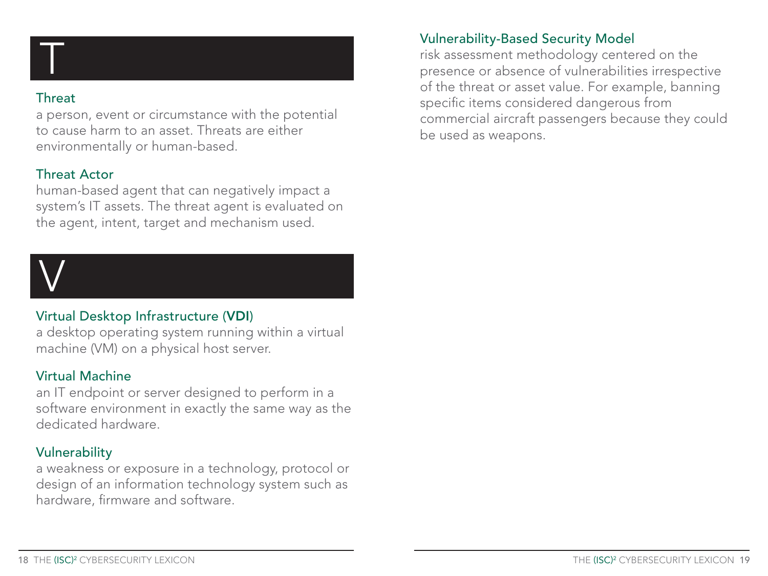# T

### Threat

a person, event or circumstance with the potential to cause harm to an asset. Threats are either environmentally or human-based.

### Threat Actor

human-based agent that can negatively impact a system's IT assets. The threat agent is evaluated on the agent, intent, target and mechanism used.

# V

### Virtual Desktop Infrastructure (**VDI**)

a desktop operating system running within a virtual machine (VM) on a physical host server.

### Virtual Machine

an IT endpoint or server designed to perform in a software environment in exactly the same way as the dedicated hardware.

### Vulnerability

a weakness or exposure in a technology, protocol or design of an information technology system such as hardware, firmware and software.

### Vulnerability-Based Security Model

risk assessment methodology centered on the presence or absence of vulnerabilities irrespective of the threat or asset value. For example, banning specific items considered dangerous from commercial aircraft passengers because they could be used as weapons.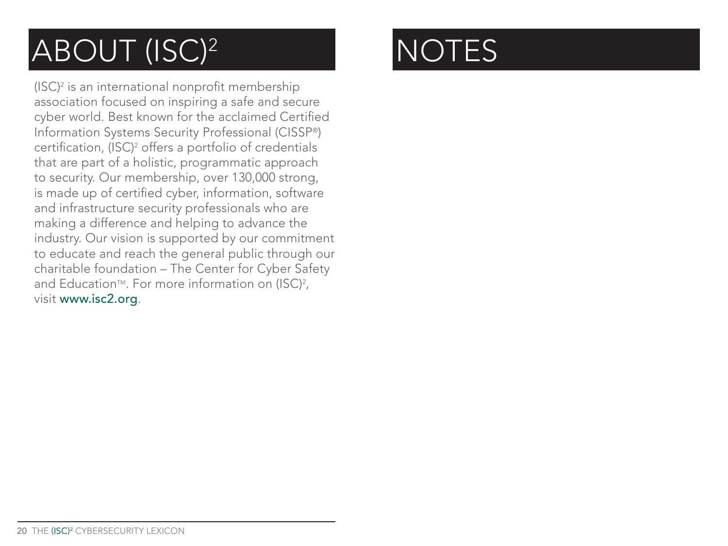# ABOUT (ISC)²

(ISC)² is an international nonprofit membership association focused on inspiring a safe and secure cyber world. Best known for the acclaimed Certified Information Systems Security Professional (CISSP®) certification, (ISC)² offers a portfolio of credentials that are part of a holistic, programmatic approach to security. Our membership, over 130,000 strong, is made up of certified cyber, information, software and infrastructure security professionals who are making a difference and helping to advance the industry. Our vision is supported by our commitment to educate and reach the general public through our charitable foundation – The Center for Cyber Safety and Education™. For more information on (ISC)², visit www.isc2.org.

# NOTES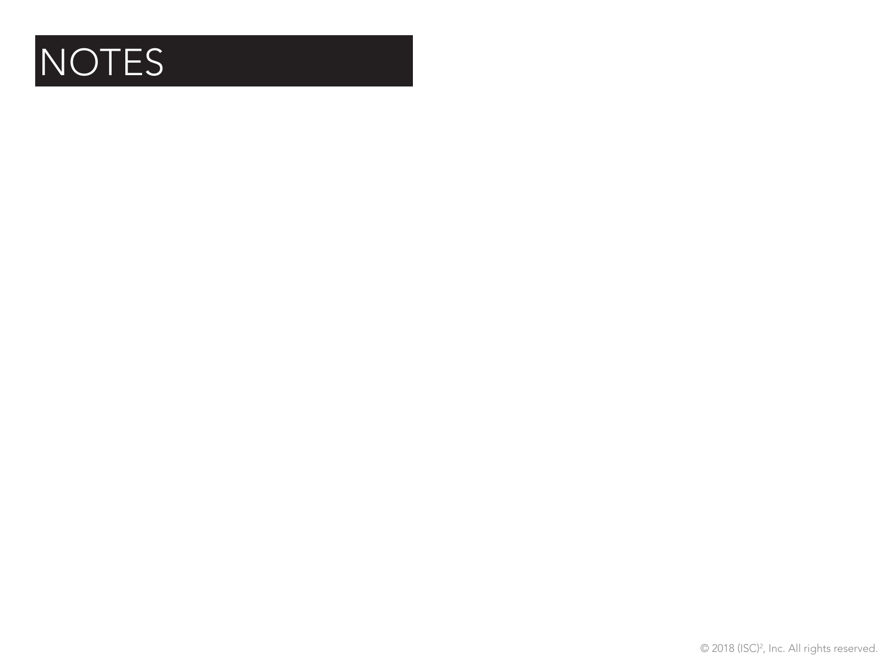# NOTES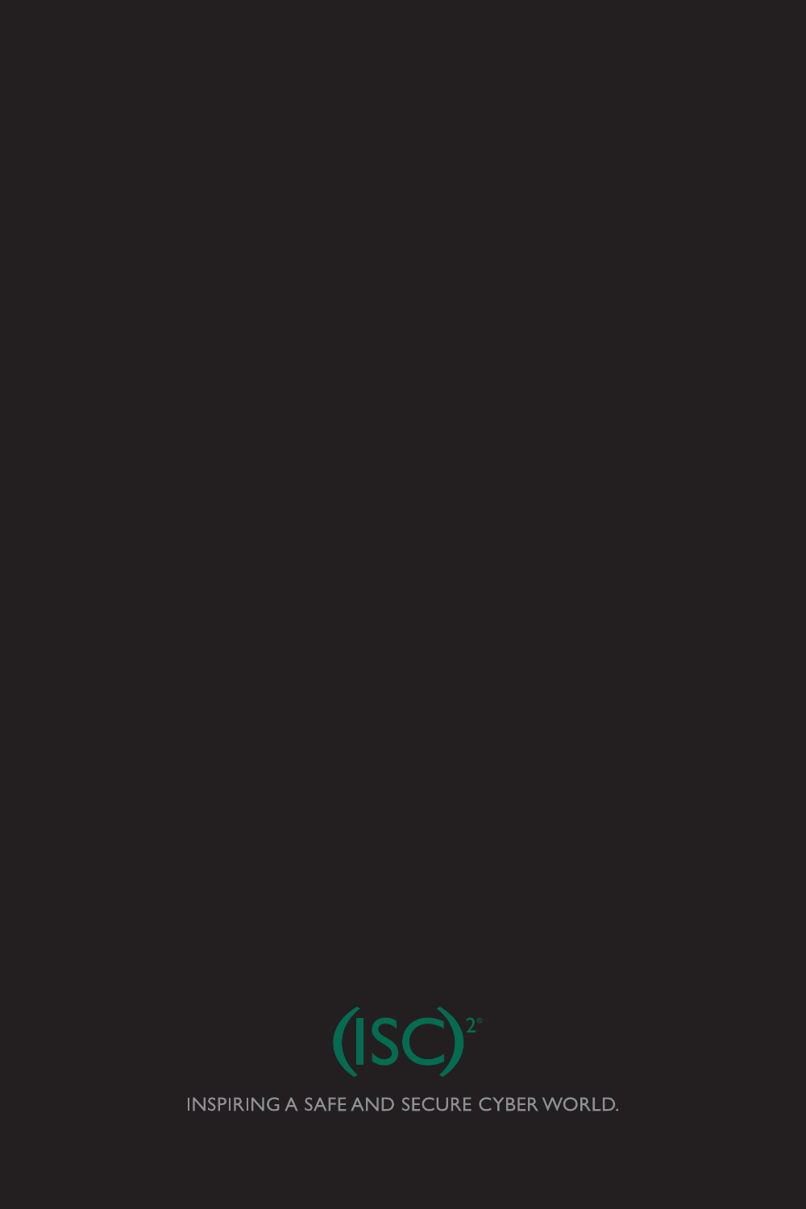(ISC)²®

INSPIRING A SAFE AND SECURE CYBER WORLD.